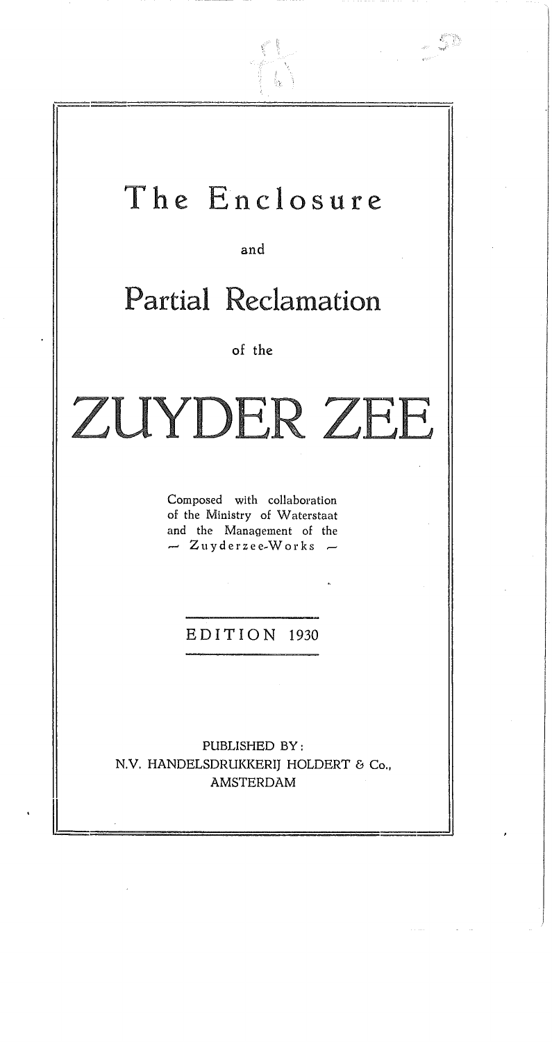# The Enclosure

and

# Partial Reclamation

of the

# ZUYDER ZEE

Composed with collaboration of the Ministry of Waterstaat and the Management of the — Zuyderzee-Works —

EDITION 1930

PUBLISHED BY:
N.V. HANDELSDRUKKERIJ HOLDERT & Co.,
AMSTERDAM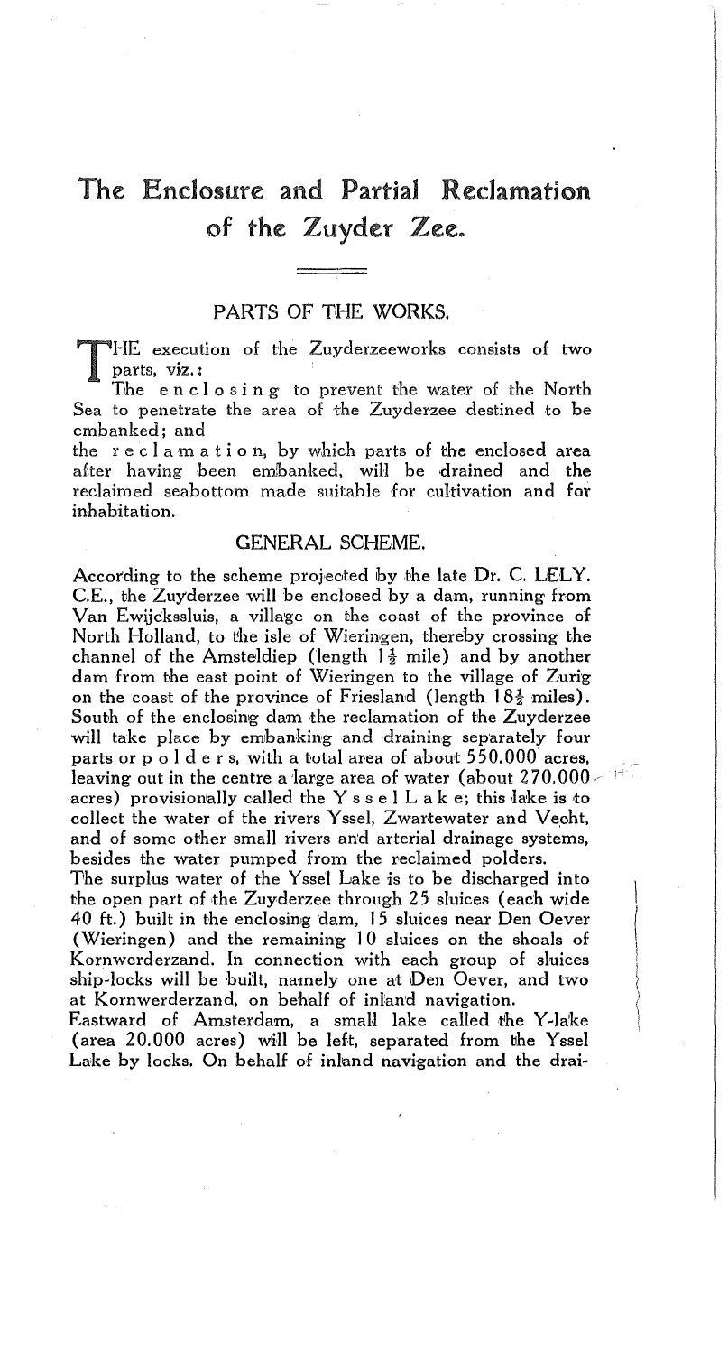# The Enclosure and Partial Reclamation of the Zuyder Zee.

## PARTS OF THE WORKS.

THE execution of the Zuyderzeeworks consists of two parts, viz.:

The enclosing to prevent the water of the North Sea to penetrate the area of the Zuyderzee destined to be embanked; and

the reclamation, by which parts of the enclosed area after having been embanked, will be drained and the reclaimed seabottom made suitable for cultivation and for inhabitation.

## GENERAL SCHEME.

According to the scheme projected by the late Dr. C. LELY. C.E., the Zuyderzee will be enclosed by a dam, running from Van Ewijckssluis, a village on the coast of the province of North Holland, to the isle of Wieringen, thereby crossing the channel of the Amsteldiep (length 1½ mile) and by another dam from the east point of Wieringen to the village of Zurig on the coast of the province of Friesland (length 18½ miles). South of the enclosing dam the reclamation of the Zuyderzee will take place by embanking and draining separately four parts or polders, with a total area of about 550.000 acres, leaving out in the centre a large area of water (about 270.000 acres) provisionally called the Yssel Lake; this lake is to collect the water of the rivers Yssel, Zwartewater and Vecht, and of some other small rivers and arterial drainage systems, besides the water pumped from the reclaimed polders.

The surplus water of the Yssel Lake is to be discharged into the open part of the Zuyderzee through 25 sluices (each wide 40 ft.) built in the enclosing dam, 15 sluices near Den Oever (Wieringen) and the remaining 10 sluices on the shoals of Kornwerderzand. In connection with each group of sluices ship-locks will be built, namely one at Den Oever, and two at Kornwerderzand, on behalf of inland navigation.

Eastward of Amsterdam, a small lake called the Y-lake (area 20.000 acres) will be left, separated from the Yssel Lake by locks. On behalf of inland navigation and the drai-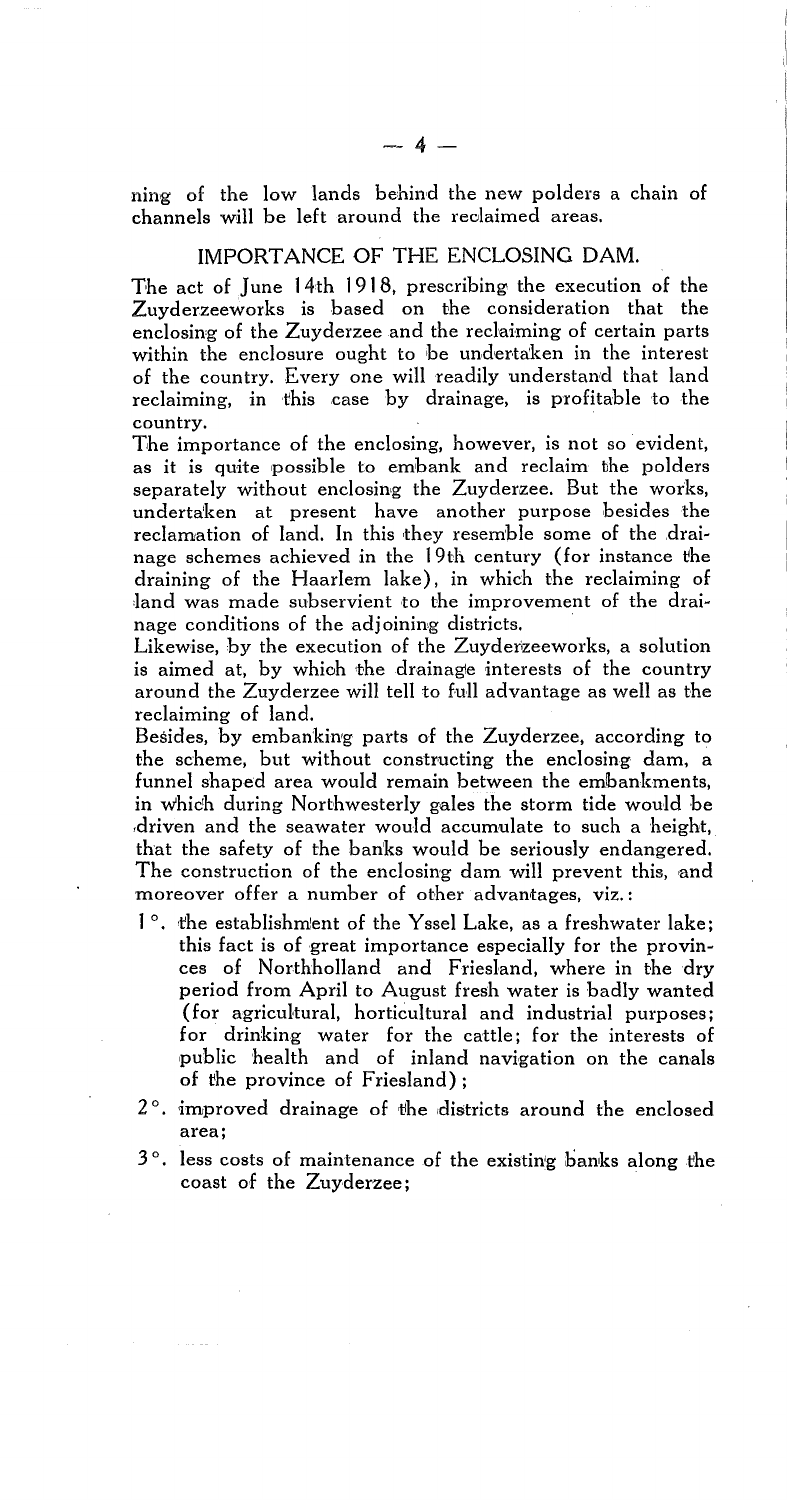ning of the low lands behind the new polders a chain of channels will be left around the reclaimed areas.

## IMPORTANCE OF THE ENCLOSING DAM.

The act of June 14th 1918, prescribing the execution of the Zuyderzeeworks is based on the consideration that the enclosing of the Zuyderzee and the reclaiming of certain parts within the enclosure ought to be undertaken in the interest of the country. Every one will readily understand that land reclaiming, in this case by drainage, is profitable to the country.

The importance of the enclosing, however, is not so evident, as it is quite possible to embank and reclaim the polders separately without enclosing the Zuyderzee. But the works, undertaken at present have another purpose besides the reclamation of land. In this they resemble some of the drainage schemes achieved in the 19th century (for instance the draining of the Haarlem lake), in which the reclaiming of land was made subservient to the improvement of the drainage conditions of the adjoining districts.

Likewise, by the execution of the Zuyderzeeworks, a solution is aimed at, by which the drainage interests of the country around the Zuyderzee will tell to full advantage as well as the reclaiming of land.

Besides, by embanking parts of the Zuyderzee, according to the scheme, but without constructing the enclosing dam, a funnel shaped area would remain between the embankments, in which during Northwesterly gales the storm tide would be driven and the seawater would accumulate to such a height, that the safety of the banks would be seriously endangered. The construction of the enclosing dam will prevent this, and moreover offer a number of other advantages, viz.:

1°. the establishment of the Yssel Lake, as a freshwater lake; this fact is of great importance especially for the provinces of Northholland and Friesland, where in the dry period from April to August fresh water is badly wanted (for agricultural, horticultural and industrial purposes; for drinking water for the cattle; for the interests of public health and of inland navigation on the canals of the province of Friesland);

2°. improved drainage of the districts around the enclosed area;

3°. less costs of maintenance of the existing banks along the coast of the Zuyderzee;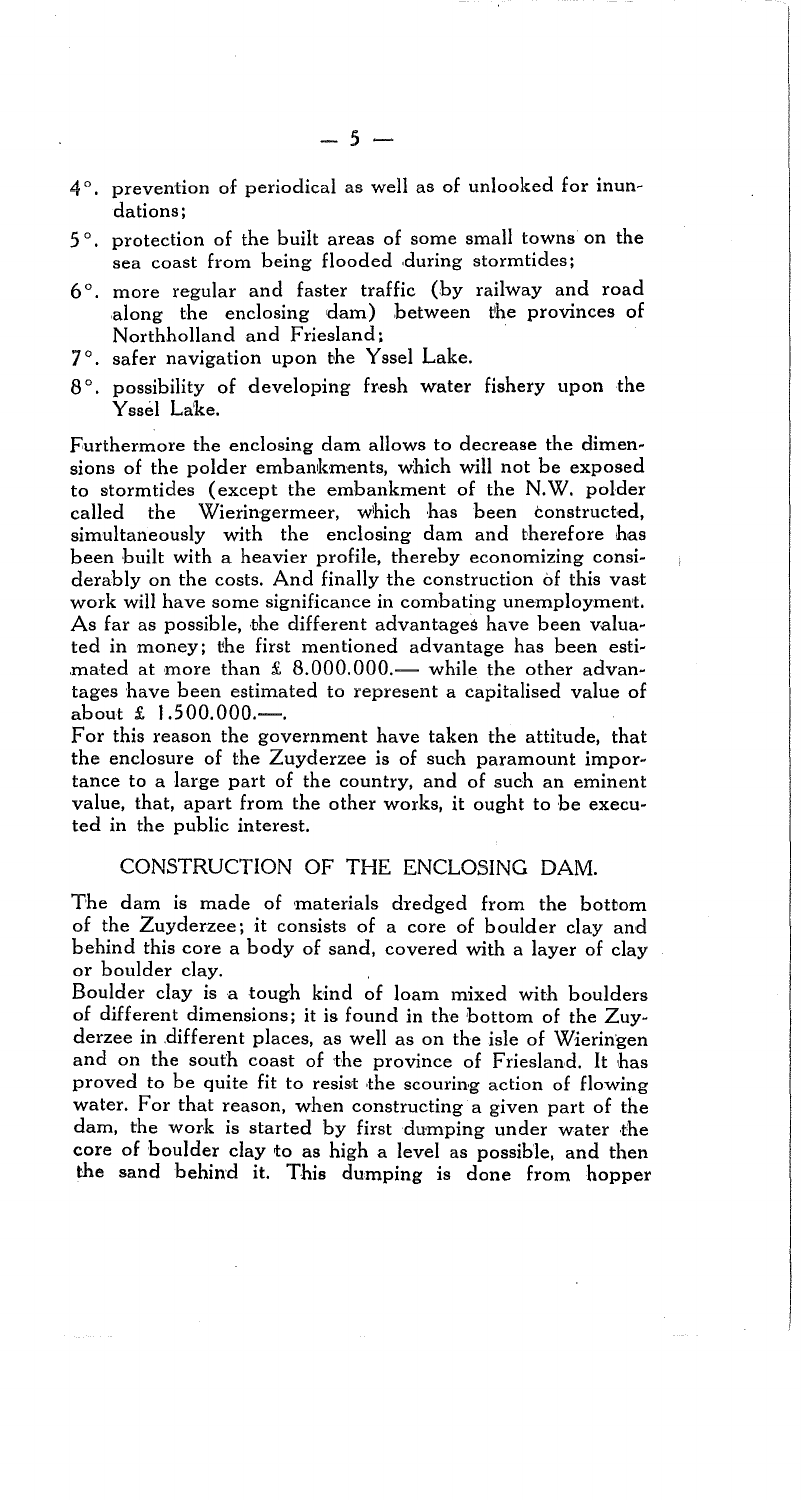4°. prevention of periodical as well as of unlooked for inundations;
5°. protection of the built areas of some small towns on the sea coast from being flooded during stormtides;
6°. more regular and faster traffic (by railway and road along the enclosing dam) between the provinces of Northholland and Friesland;
7°. safer navigation upon the Yssel Lake.
8°. possibility of developing fresh water fishery upon the Yssel Lake.

Furthermore the enclosing dam allows to decrease the dimensions of the polder embankments, which will not be exposed to stormtides (except the embankment of the N.W. polder called the Wieringermeer, which has been constructed, simultaneously with the enclosing dam and therefore has been built with a heavier profile, thereby economizing considerably on the costs. And finally the construction of this vast work will have some significance in combating unemployment. As far as possible, the different advantages have been valuated in money; the first mentioned advantage has been estimated at more than £ 8.000.000.— while the other advantages have been estimated to represent a capitalised value of about £ 1.500.000.—.

For this reason the government have taken the attitude, that the enclosure of the Zuyderzee is of such paramount importance to a large part of the country, and of such an eminent value, that, apart from the other works, it ought to be executed in the public interest.

## CONSTRUCTION OF THE ENCLOSING DAM.

The dam is made of materials dredged from the bottom of the Zuyderzee; it consists of a core of boulder clay and behind this core a body of sand, covered with a layer of clay or boulder clay.

Boulder clay is a tough kind of loam mixed with boulders of different dimensions; it is found in the bottom of the Zuyderzee in different places, as well as on the isle of Wieringen and on the south coast of the province of Friesland. It has proved to be quite fit to resist the scouring action of flowing water. For that reason, when constructing a given part of the dam, the work is started by first dumping under water the core of boulder clay to as high a level as possible, and then the sand behind it. This dumping is done from hopper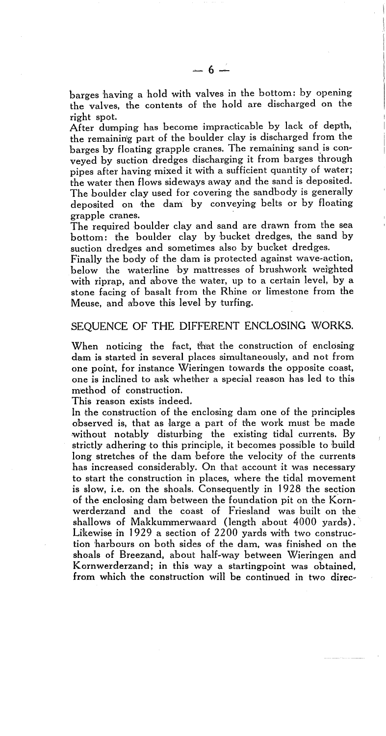barges having a hold with valves in the bottom: by opening the valves, the contents of the hold are discharged on the right spot.
After dumping has become impracticable by lack of depth, the remaining part of the boulder clay is discharged from the barges by floating grapple cranes. The remaining sand is conveyed by suction dredges discharging it from barges through pipes after having mixed it with a sufficient quantity of water; the water then flows sideways away and the sand is deposited. The boulder clay used for covering the sandbody is generally deposited on the dam by conveying belts or by floating grapple cranes.
The required boulder clay and sand are drawn from the sea bottom: the boulder clay by bucket dredges, the sand by suction dredges and sometimes also by bucket dredges.
Finally the body of the dam is protected against wave-action, below the waterline by mattresses of brushwork weighted with riprap, and above the water, up to a certain level, by a stone facing of basalt from the Rhine or limestone from the Meuse, and above this level by turfing.

## SEQUENCE OF THE DIFFERENT ENCLOSING WORKS.

When noticing the fact, that the construction of enclosing dam is started in several places simultaneously, and not from one point, for instance Wieringen towards the opposite coast, one is inclined to ask whether a special reason has led to this method of construction.
This reason exists indeed.
In the construction of the enclosing dam one of the principles observed is, that as large a part of the work must be made without notably disturbing the existing tidal currents. By strictly adhering to this principle, it becomes possible to build long stretches of the dam before the velocity of the currents has increased considerably. On that account it was necessary to start the construction in places, where the tidal movement is slow, i.e. on the shoals. Consequently in 1928 the section of the enclosing dam between the foundation pit on the Kornwerderzand and the coast of Friesland was built on the shallows of Makkummerwaard (length about 4000 yards). Likewise in 1929 a section of 2200 yards with two construction harbours on both sides of the dam, was finished on the shoals of Breezand, about half-way between Wieringen and Kornwerderzand; in this way a startingpoint was obtained, from which the construction will be continued in two direc-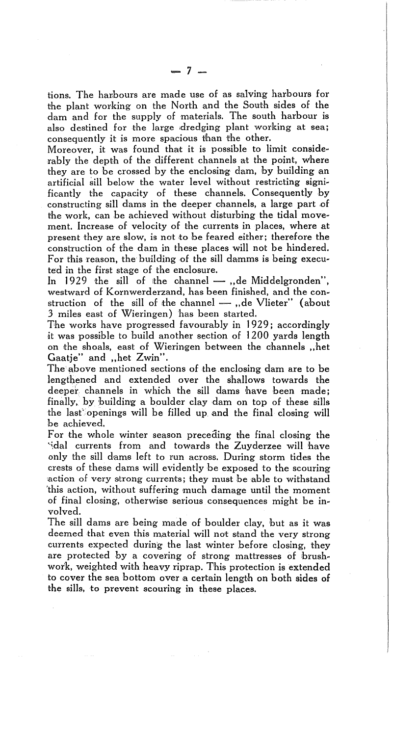tions. The harbours are made use of as salving harbours for the plant working on the North and the South sides of the dam and for the supply of materials. The south harbour is also destined for the large dredging plant working at sea; consequently it is more spacious than the other.

Moreover, it was found that it is possible to limit considerably the depth of the different channels at the point, where they are to be crossed by the enclosing dam, by building an artificial sill below the water level without restricting significantly the capacity of these channels. Consequently by constructing sill dams in the deeper channels, a large part of the work, can be achieved without disturbing the tidal movement. Increase of velocity of the currents in places, where at present they are slow, is not to be feared either; therefore the construction of the dam in these places will not be hindered. For this reason, the building of the sill damms is being executed in the first stage of the enclosure.

In 1929 the sill of the channel — ,,de Middelgronden", westward of Kornwerderzand, has been finished, and the construction of the sill of the channel — ,,de Vlieter" (about 3 miles east of Wieringen) has been started.

The works have progressed favourably in 1929; accordingly it was possible to build another section of 1200 yards length on the shoals, east of Wieringen between the channels ,,het Gaatje" and ,,het Zwin".

The above mentioned sections of the enclosing dam are to be lengthened and extended over the shallows towards the deeper channels in which the sill dams have been made; finally, by building a boulder clay dam on top of these sills the last openings will be filled up and the final closing will be achieved.

For the whole winter season preceding the final closing the tidal currents from and towards the Zuyderzee will have only the sill dams left to run across. During storm tides the crests of these dams will evidently be exposed to the scouring action of very strong currents; they must be able to withstand this action, without suffering much damage until the moment of final closing, otherwise serious consequences might be involved.

The sill dams are being made of boulder clay, but as it was deemed that even this material will not stand the very strong currents expected during the last winter before closing, they are protected by a covering of strong mattresses of brushwork, weighted with heavy riprap. This protection is extended to cover the sea bottom over a certain length on both sides of the sills, to prevent scouring in these places.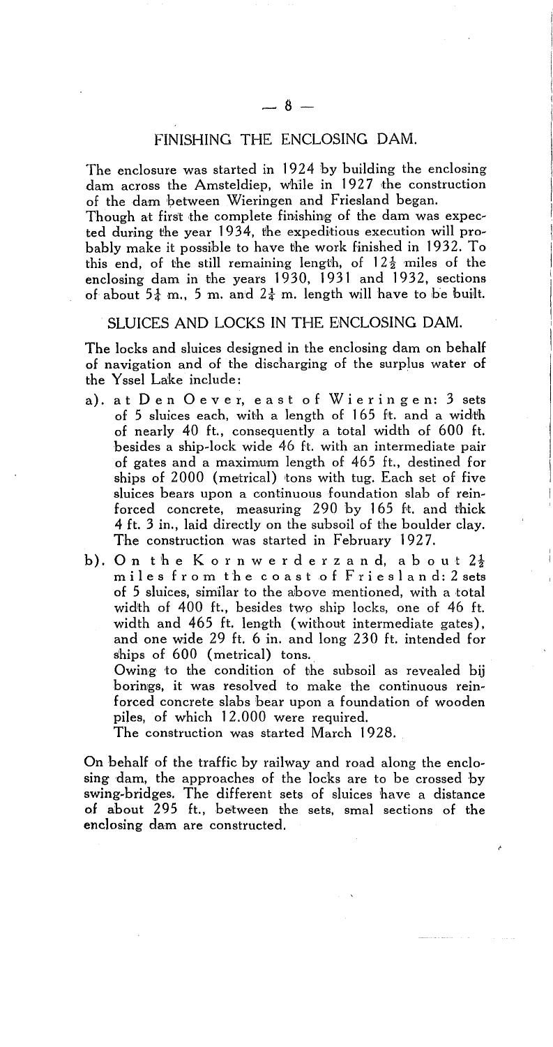## FINISHING THE ENCLOSING DAM.

The enclosure was started in 1924 by building the enclosing dam across the Amsteldiep, while in 1927 the construction of the dam between Wieringen and Friesland began.
Though at first the complete finishing of the dam was expected during the year 1934, the expeditious execution will probably make it possible to have the work finished in 1932. To this end, of the still remaining length, of 12½ miles of the enclosing dam in the years 1930, 1931 and 1932, sections of about 5¼ m., 5 m. and 2¼ m. length will have to be built.

## SLUICES AND LOCKS IN THE ENCLOSING DAM.

The locks and sluices designed in the enclosing dam on behalf of navigation and of the discharging of the surplus water of the Yssel Lake include:

a). at Den Oever, east of Wieringen: 3 sets of 5 sluices each, with a length of 165 ft. and a width of nearly 40 ft., consequently a total width of 600 ft. besides a ship-lock wide 46 ft. with an intermediate pair of gates and a maximum length of 465 ft., destined for ships of 2000 (metrical) tons with tug. Each set of five sluices bears upon a continuous foundation slab of reinforced concrete, measuring 290 by 165 ft. and thick 4 ft. 3 in., laid directly on the subsoil of the boulder clay. The construction was started in February 1927.

b). On the Kornwerderzand, about 2½ miles from the coast of Friesland: 2 sets of 5 sluices, similar to the above mentioned, with a total width of 400 ft., besides two ship locks, one of 46 ft. width and 465 ft. length (without intermediate gates), and one wide 29 ft. 6 in. and long 230 ft. intended for ships of 600 (metrical) tons.
Owing to the condition of the subsoil as revealed bij borings, it was resolved to make the continuous reinforced concrete slabs bear upon a foundation of wooden piles, of which 12.000 were required.
The construction was started March 1928.

On behalf of the traffic by railway and road along the enclosing dam, the approaches of the locks are to be crossed by swing-bridges. The different sets of sluices have a distance of about 295 ft., between the sets, smal sections of the enclosing dam are constructed.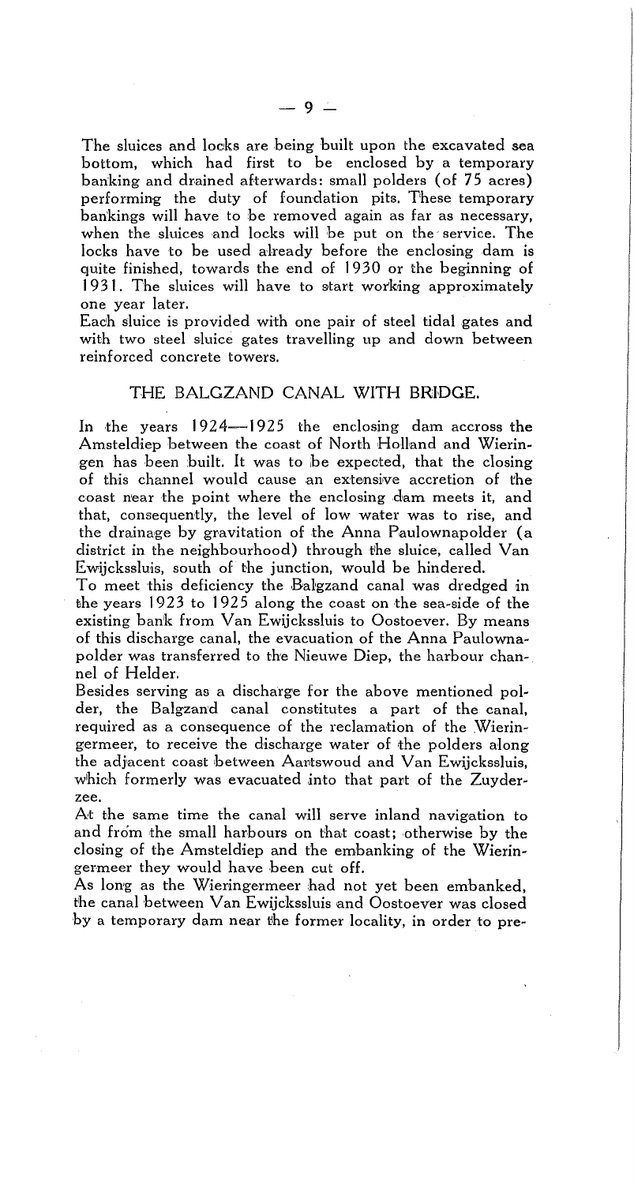The sluices and locks are being built upon the excavated sea bottom, which had first to be enclosed by a temporary banking and drained afterwards: small polders (of 75 acres) performing the duty of foundation pits. These temporary bankings will have to be removed again as far as necessary, when the sluices and locks will be put on the service. The locks have to be used already before the enclosing dam is quite finished, towards the end of 1930 or the beginning of 1931. The sluices will have to start working approximately one year later.

Each sluice is provided with one pair of steel tidal gates and with two steel sluice gates travelling up and down between reinforced concrete towers.

## THE BALGZAND CANAL WITH BRIDGE.

In the years 1924—1925 the enclosing dam accross the Amsteldiep between the coast of North Holland and Wieringen has been built. It was to be expected, that the closing of this channel would cause an extensive accretion of the coast near the point where the enclosing dam meets it, and that, consequently, the level of low water was to rise, and the drainage by gravitation of the Anna Paulownapolder (a district in the neighbourhood) through the sluice, called Van Ewijckssluis, south of the junction, would be hindered.

To meet this deficiency the Balgzand canal was dredged in the years 1923 to 1925 along the coast on the sea-side of the existing bank from Van Ewijckssluis to Oostoever. By means of this discharge canal, the evacuation of the Anna Paulownapolder was transferred to the Nieuwe Diep, the harbour channel of Helder.

Besides serving as a discharge for the above mentioned polder, the Balgzand canal constitutes a part of the canal, required as a consequence of the reclamation of the Wieringermeer, to receive the discharge water of the polders along the adjacent coast between Aartswoud and Van Ewijckssluis, which formerly was evacuated into that part of the Zuyderzee.

At the same time the canal will serve inland navigation to and from the small harbours on that coast; otherwise by the closing of the Amsteldiep and the embanking of the Wieringermeer they would have been cut off.

As long as the Wieringermeer had not yet been embanked, the canal between Van Ewijckssluis and Oostoever was closed by a temporary dam near the former locality, in order to pre-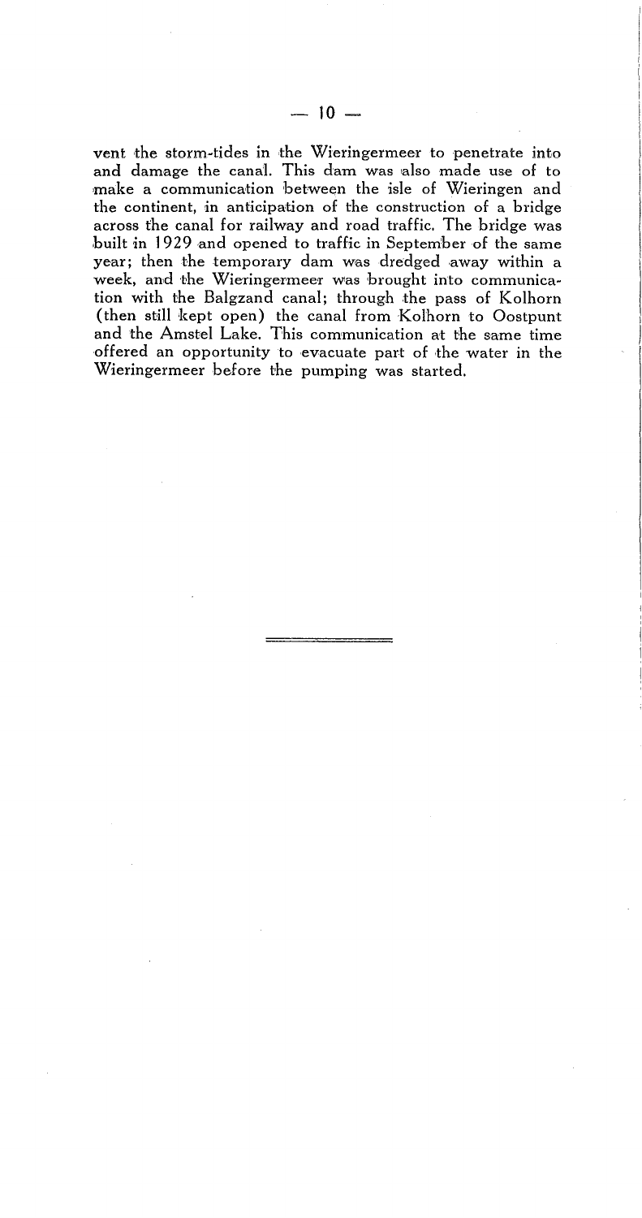vent the storm-tides in the Wieringermeer to penetrate into and damage the canal. This dam was also made use of to make a communication between the isle of Wieringen and the continent, in anticipation of the construction of a bridge across the canal for railway and road traffic. The bridge was built in 1929 and opened to traffic in September of the same year; then the temporary dam was dredged away within a week, and the Wieringermeer was brought into communication with the Balgzand canal; through the pass of Kolhorn (then still kept open) the canal from Kolhorn to Oostpunt and the Amstel Lake. This communication at the same time offered an opportunity to evacuate part of the water in the Wieringermeer before the pumping was started.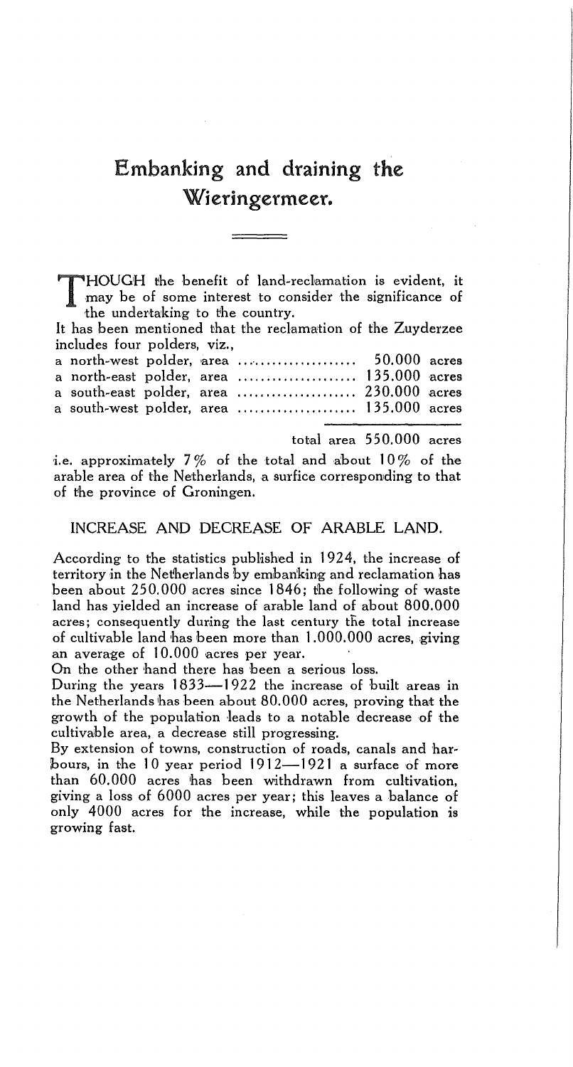# Embanking and draining the Wieringermeer.

THOUGH the benefit of land-reclamation is evident, it may be of some interest to consider the significance of the undertaking to the country.

It has been mentioned that the reclamation of the Zuyderzee includes four polders, viz.,

| | |
|---|---|
| a north-west polder, area .................... | 50.000 acres |
| a north-east polder, area .................... | 135.000 acres |
| a south-east polder, area .................... | 230.000 acres |
| a south-west polder, area .................... | 135.000 acres |
| total area | 550.000 acres |

i.e. approximately 7% of the total and about 10% of the arable area of the Netherlands, a surfice corresponding to that of the province of Groningen.

## INCREASE AND DECREASE OF ARABLE LAND.

According to the statistics published in 1924, the increase of territory in the Netherlands by embanking and reclamation has been about 250.000 acres since 1846; the following of waste land has yielded an increase of arable land of about 800.000 acres; consequently during the last century the total increase of cultivable land has been more than 1.000.000 acres, giving an average of 10.000 acres per year.

On the other hand there has been a serious loss.

During the years 1833—1922 the increase of built areas in the Netherlands has been about 80.000 acres, proving that the growth of the population leads to a notable decrease of the cultivable area, a decrease still progressing.

By extension of towns, construction of roads, canals and harbours, in the 10 year period 1912—1921 a surface of more than 60.000 acres has been withdrawn from cultivation, giving a loss of 6000 acres per year; this leaves a balance of only 4000 acres for the increase, while the population is growing fast.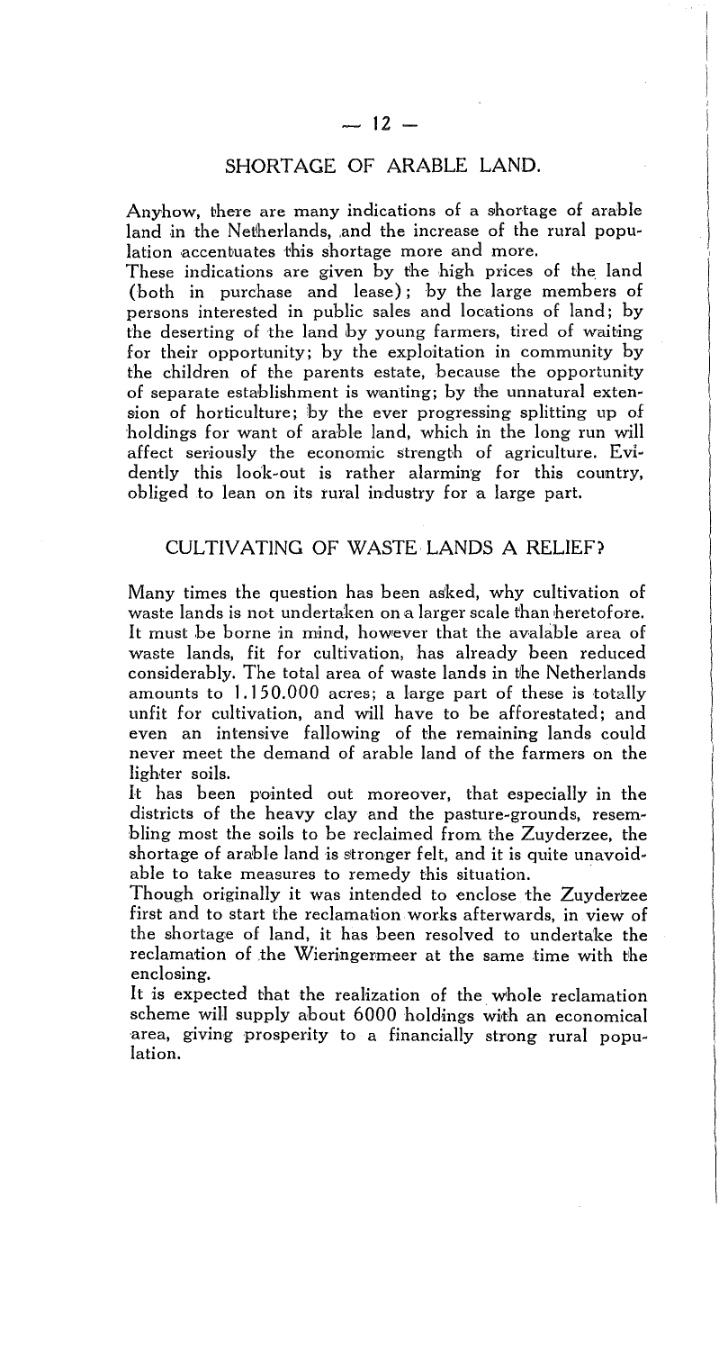## SHORTAGE OF ARABLE LAND.

Anyhow, there are many indications of a shortage of arable land in the Netherlands, and the increase of the rural population accentuates this shortage more and more.

These indications are given by the high prices of the land (both in purchase and lease); by the large members of persons interested in public sales and locations of land; by the deserting of the land by young farmers, tired of waiting for their opportunity; by the exploitation in community by the children of the parents estate, because the opportunity of separate establishment is wanting; by the unnatural extension of horticulture; by the ever progressing splitting up of holdings for want of arable land, which in the long run will affect seriously the economic strength of agriculture. Evidently this look-out is rather alarming for this country, obliged to lean on its rural industry for a large part.

## CULTIVATING OF WASTE LANDS A RELIEF?

Many times the question has been asked, why cultivation of waste lands is not undertaken on a larger scale than heretofore. It must be borne in mind, however that the avalable area of waste lands, fit for cultivation, has already been reduced considerably. The total area of waste lands in the Netherlands amounts to 1.150.000 acres; a large part of these is totally unfit for cultivation, and will have to be afforestated; and even an intensive fallowing of the remaining lands could never meet the demand of arable land of the farmers on the lighter soils.

It has been pointed out moreover, that especially in the districts of the heavy clay and the pasture-grounds, resembling most the soils to be reclaimed from the Zuyderzee, the shortage of arable land is stronger felt, and it is quite unavoidable to take measures to remedy this situation.

Though originally it was intended to enclose the Zuyderzee first and to start the reclamation works afterwards, in view of the shortage of land, it has been resolved to undertake the reclamation of the Wieringermeer at the same time with the enclosing.

It is expected that the realization of the whole reclamation scheme will supply about 6000 holdings with an economical area, giving prosperity to a financially strong rural population.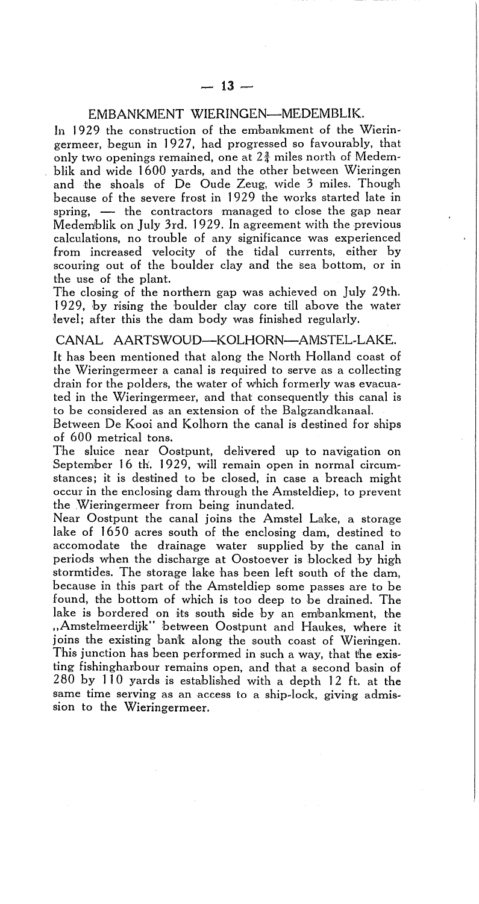## EMBANKMENT WIERINGEN—MEDEMBLIK.

In 1929 the construction of the embankment of the Wieringermeer, begun in 1927, had progressed so favourably, that only two openings remained, one at $2\frac{3}{4}$ miles north of Medemblik and wide 1600 yards, and the other between Wieringen and the shoals of De Oude Zeug, wide 3 miles. Though because of the severe frost in 1929 the works started late in spring, — the contractors managed to close the gap near Medemblik on July 3rd. 1929. In agreement with the previous calculations, no trouble of any significance was experienced from increased velocity of the tidal currents, either by scouring out of the boulder clay and the sea bottom, or in the use of the plant.

The closing of the northern gap was achieved on July 29th. 1929, by rising the boulder clay core till above the water level; after this the dam body was finished regularly.

## CANAL AARTSWOUD—KOLHORN—AMSTEL-LAKE.

It has been mentioned that along the North Holland coast of the Wieringermeer a canal is required to serve as a collecting drain for the polders, the water of which formerly was evacuated in the Wieringermeer, and that consequently this canal is to be considered as an extension of the Balgzandkanaal.

Between De Kooi and Kolhorn the canal is destined for ships of 600 metrical tons.

The sluice near Oostpunt, delivered up to navigation on September 16 th. 1929, will remain open in normal circumstances; it is destined to be closed, in case a breach might occur in the enclosing dam through the Amsteldiep, to prevent the Wieringermeer from being inundated.

Near Oostpunt the canal joins the Amstel Lake, a storage lake of 1650 acres south of the enclosing dam, destined to accomodate the drainage water supplied by the canal in periods when the discharge at Oostoever is blocked by high stormtides. The storage lake has been left south of the dam, because in this part of the Amsteldiep some passes are to be found, the bottom of which is too deep to be drained. The lake is bordered on its south side by an embankment, the „Amstelmeerdijk" between Oostpunt and Haukes, where it joins the existing bank along the south coast of Wieringen. This junction has been performed in such a way, that the existing fishingharbour remains open, and that a second basin of 280 by 110 yards is established with a depth 12 ft. at the same time serving as an access to a ship-lock, giving admission to the Wieringermeer.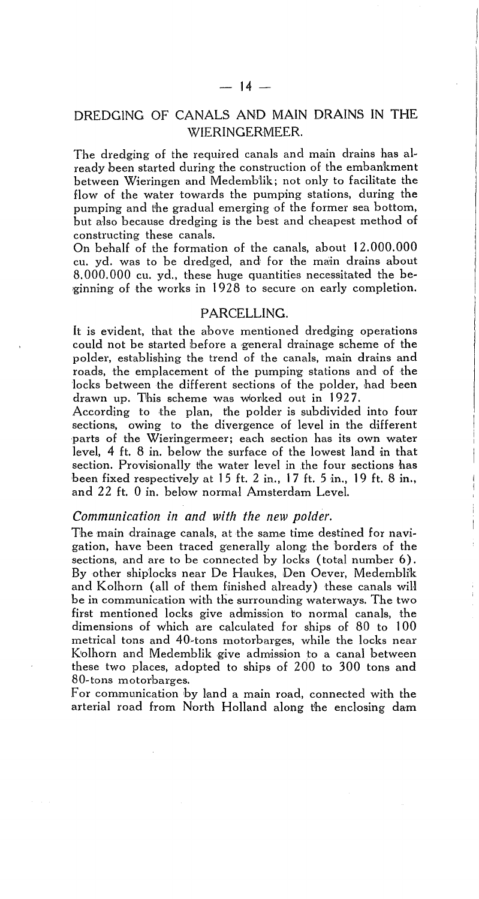## DREDGING OF CANALS AND MAIN DRAINS IN THE WIERINGERMEER.

The dredging of the required canals and main drains has already been started during the construction of the embankment between Wieringen and Medemblik; not only to facilitate the flow of the water towards the pumping stations, during the pumping and the gradual emerging of the former sea bottom, but also because dredging is the best and cheapest method of constructing these canals.

On behalf of the formation of the canals, about 12.000.000 cu. yd. was to be dredged, and for the main drains about 8.000.000 cu. yd., these huge quantities necessitated the beginning of the works in 1928 to secure on early completion.

## PARCELLING.

It is evident, that the above mentioned dredging operations could not be started before a general drainage scheme of the polder, establishing the trend of the canals, main drains and roads, the emplacement of the pumping stations and of the locks between the different sections of the polder, had been drawn up. This scheme was worked out in 1927.

According to the plan, the polder is subdivided into four sections, owing to the divergence of level in the different parts of the Wieringermeer; each section has its own water level, 4 ft. 8 in. below the surface of the lowest land in that section. Provisionally the water level in the four sections has been fixed respectively at 15 ft. 2 in., 17 ft. 5 in., 19 ft. 8 in., and 22 ft. 0 in. below normal Amsterdam Level.

### *Communication in and with the new polder.*

The main drainage canals, at the same time destined for navigation, have been traced generally along the borders of the sections, and are to be connected by locks (total number 6). By other shiplocks near De Haukes, Den Oever, Medemblik and Kolhorn (all of them finished already) these canals will be in communication with the surrounding waterways. The two first mentioned locks give admission to normal canals, the dimensions of which are calculated for ships of 80 to 100 metrical tons and 40-tons motorbarges, while the locks near Kolhorn and Medemblik give admission to a canal between these two places, adopted to ships of 200 to 300 tons and 80-tons motorbarges.

For communication by land a main road, connected with the arterial road from North Holland along the enclosing dam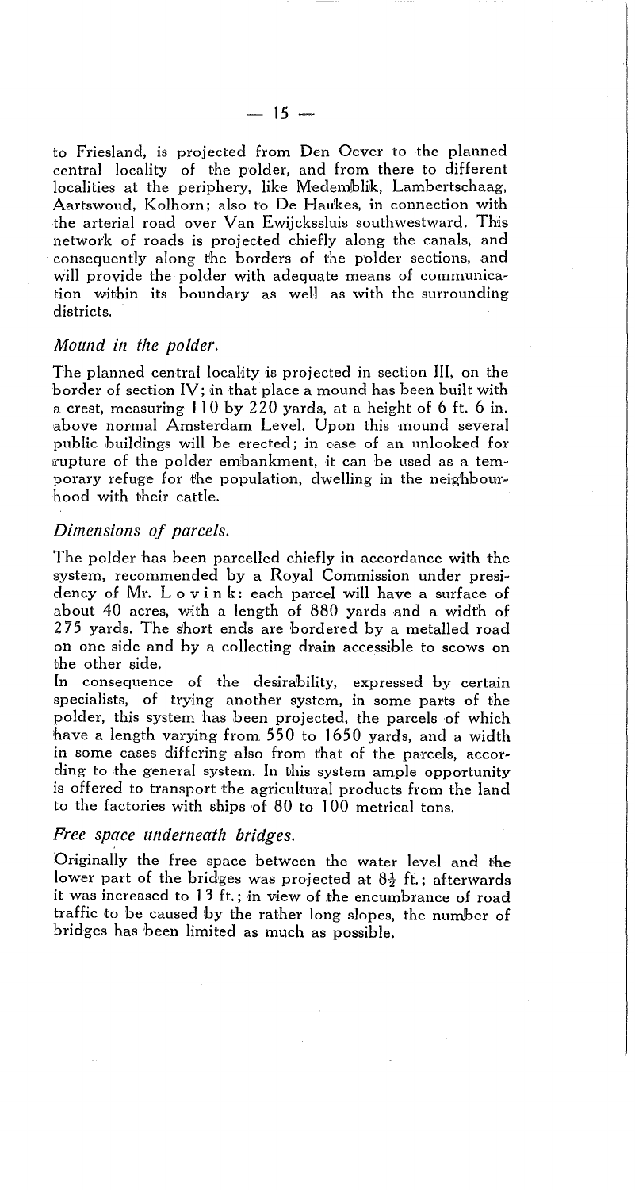to Friesland, is projected from Den Oever to the planned central locality of the polder, and from there to different localities at the periphery, like Medemblik, Lambertschaag, Aartswoud, Kolhorn; also to De Haukes, in connection with the arterial road over Van Ewijckssluis southwestward. This network of roads is projected chiefly along the canals, and consequently along the borders of the polder sections, and will provide the polder with adequate means of communication within its boundary as well as with the surrounding districts.

### *Mound in the polder.*

The planned central locality is projected in section III, on the border of section IV; in that place a mound has been built with a crest, measuring 110 by 220 yards, at a height of 6 ft. 6 in. above normal Amsterdam Level. Upon this mound several public buildings will be erected; in case of an unlooked for rupture of the polder embankment, it can be used as a temporary refuge for the population, dwelling in the neighbourhood with their cattle.

### *Dimensions of parcels.*

The polder has been parcelled chiefly in accordance with the system, recommended by a Royal Commission under presidency of Mr. Lovink: each parcel will have a surface of about 40 acres, with a length of 880 yards and a width of 275 yards. The short ends are bordered by a metalled road on one side and by a collecting drain accessible to scows on the other side.

In consequence of the desirability, expressed by certain specialists, of trying another system, in some parts of the polder, this system has been projected, the parcels of which have a length varying from 550 to 1650 yards, and a width in some cases differing also from that of the parcels, according to the general system. In this system ample opportunity is offered to transport the agricultural products from the land to the factories with ships of 80 to 100 metrical tons.

### *Free space underneath bridges.*

Originally the free space between the water level and the lower part of the bridges was projected at 8½ ft.; afterwards it was increased to 13 ft.; in view of the encumbrance of road traffic to be caused by the rather long slopes, the number of bridges has been limited as much as possible.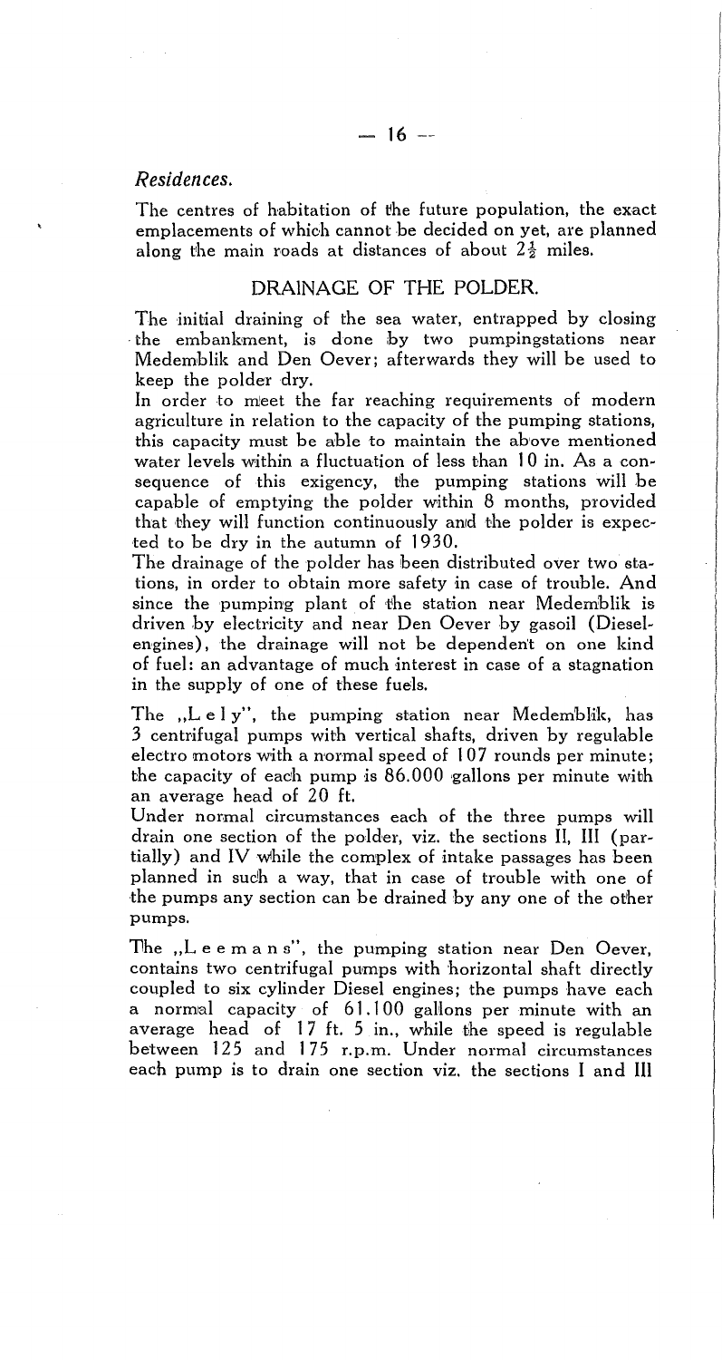*Residences.*

The centres of habitation of the future population, the exact emplacements of which cannot be decided on yet, are planned along the main roads at distances of about 2½ miles.

## DRAINAGE OF THE POLDER.

The initial draining of the sea water, entrapped by closing the embankment, is done by two pumpingstations near Medemblik and Den Oever; afterwards they will be used to keep the polder dry.

In order to meet the far reaching requirements of modern agriculture in relation to the capacity of the pumping stations, this capacity must be able to maintain the above mentioned water levels within a fluctuation of less than 10 in. As a consequence of this exigency, the pumping stations will be capable of emptying the polder within 8 months, provided that they will function continuously and the polder is expected to be dry in the autumn of 1930.

The drainage of the polder has been distributed over two stations, in order to obtain more safety in case of trouble. And since the pumping plant of the station near Medemblik is driven by electricity and near Den Oever by gasoil (Diesel-engines), the drainage will not be dependent on one kind of fuel: an advantage of much interest in case of a stagnation in the supply of one of these fuels.

The „Lely", the pumping station near Medemblik, has 3 centrifugal pumps with vertical shafts, driven by regulable electro motors with a normal speed of 107 rounds per minute; the capacity of each pump is 86.000 gallons per minute with an average head of 20 ft.

Under normal circumstances each of the three pumps will drain one section of the polder, viz. the sections II, III (partially) and IV while the complex of intake passages has been planned in such a way, that in case of trouble with one of the pumps any section can be drained by any one of the other pumps.

The „Leemans", the pumping station near Den Oever, contains two centrifugal pumps with horizontal shaft directly coupled to six cylinder Diesel engines; the pumps have each a normal capacity of 61.100 gallons per minute with an average head of 17 ft. 5 in., while the speed is regulable between 125 and 175 r.p.m. Under normal circumstances each pump is to drain one section viz. the sections I and III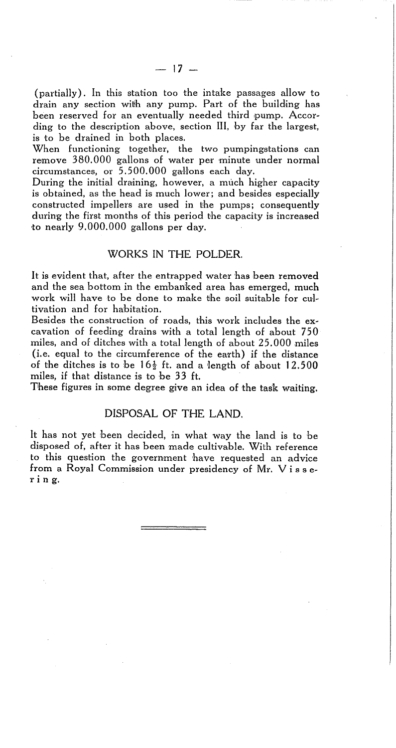(partially). In this station too the intake passages allow to drain any section with any pump. Part of the building has been reserved for an eventually needed third pump. According to the description above, section III, by far the largest, is to be drained in both places.

When functioning together, the two pumpingstations can remove 380.000 gallons of water per minute under normal circumstances, or 5.500.000 gallons each day.

During the initial draining, however, a much higher capacity is obtained, as the head is much lower; and besides especially constructed impellers are used in the pumps; consequently during the first months of this period the capacity is increased to nearly 9.000.000 gallons per day.

## WORKS IN THE POLDER.

It is evident that, after the entrapped water has been removed and the sea bottom in the embanked area has emerged, much work will have to be done to make the soil suitable for cultivation and for habitation.

Besides the construction of roads, this work includes the excavation of feeding drains with a total length of about 750 miles, and of ditches with a total length of about 25.000 miles (i.e. equal to the circumference of the earth) if the distance of the ditches is to be 16½ ft. and a length of about 12.500 miles, if that distance is to be 33 ft.

These figures in some degree give an idea of the task waiting.

## DISPOSAL OF THE LAND.

It has not yet been decided, in what way the land is to be disposed of, after it has been made cultivable. With reference to this question the government have requested an advice from a Royal Commission under presidency of Mr. Vissering.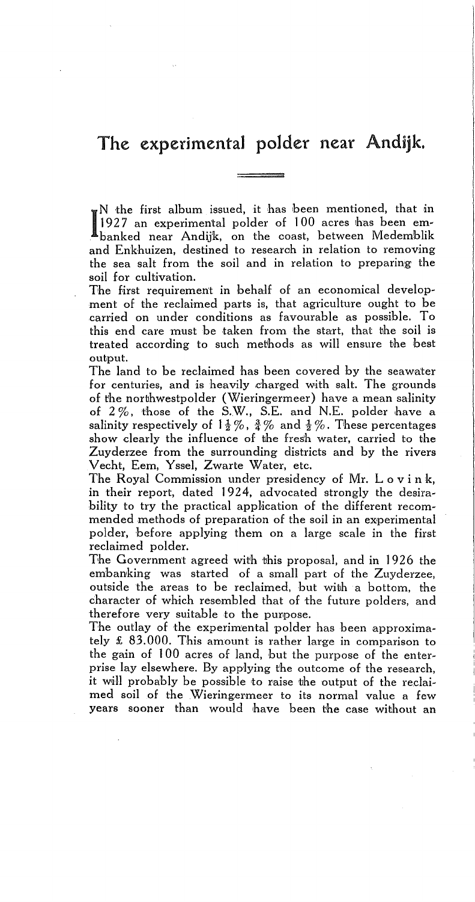# The experimental polder near Andijk.

IN the first album issued, it has been mentioned, that in 1927 an experimental polder of 100 acres has been embanked near Andijk, on the coast, between Medemblik and Enkhuizen, destined to research in relation to removing the sea salt from the soil and in relation to preparing the soil for cultivation.

The first requirement in behalf of an economical development of the reclaimed parts is, that agriculture ought to be carried on under conditions as favourable as possible. To this end care must be taken from the start, that the soil is treated according to such methods as will ensure the best output.

The land to be reclaimed has been covered by the seawater for centuries, and is heavily charged with salt. The grounds of the northwestpolder (Wieringermeer) have a mean salinity of 2 %, those of the S.W., S.E. and N.E. polder have a salinity respectively of $1\frac{1}{2}$ %, $\frac{3}{4}$ % and $\frac{1}{2}$ %. These percentages show clearly the influence of the fresh water, carried to the Zuyderzee from the surrounding districts and by the rivers Vecht, Eem, Yssel, Zwarte Water, etc.

The Royal Commission under presidency of Mr. Lovink, in their report, dated 1924, advocated strongly the desirability to try the practical application of the different recommended methods of preparation of the soil in an experimental polder, before applying them on a large scale in the first reclaimed polder.

The Government agreed with this proposal, and in 1926 the embanking was started of a small part of the Zuyderzee, outside the areas to be reclaimed, but with a bottom, the character of which resembled that of the future polders, and therefore very suitable to the purpose.

The outlay of the experimental polder has been approximately £ 83.000. This amount is rather large in comparison to the gain of 100 acres of land, but the purpose of the enterprise lay elsewhere. By applying the outcome of the research, it will probably be possible to raise the output of the reclaimed soil of the Wieringermeer to its normal value a few years sooner than would have been the case without an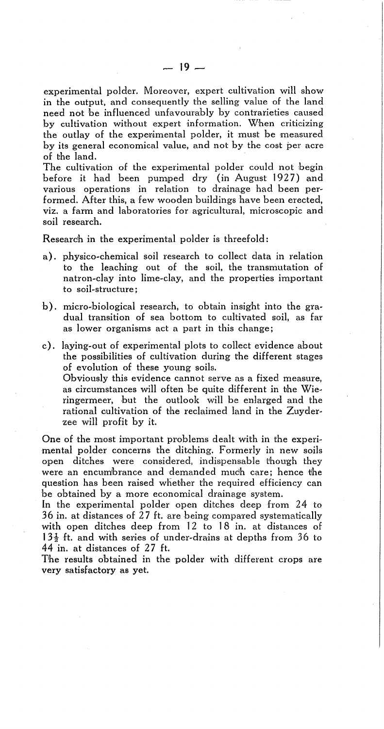experimental polder. Moreover, expert cultivation will show in the output, and consequently the selling value of the land need not be influenced unfavourably by contrarieties caused by cultivation without expert information. When criticizing the outlay of the experimental polder, it must be measured by its general economical value, and not by the cost per acre of the land.

The cultivation of the experimental polder could not begin before it had been pumped dry (in August 1927) and various operations in relation to drainage had been performed. After this, a few wooden buildings have been erected, viz. a farm and laboratories for agricultural, microscopic and soil research.

Research in the experimental polder is threefold:

a). physico-chemical soil research to collect data in relation to the leaching out of the soil, the transmutation of natron-clay into lime-clay, and the properties important to soil-structure;

b). micro-biological research, to obtain insight into the gradual transition of sea bottom to cultivated soil, as far as lower organisms act a part in this change;

c). laying-out of experimental plots to collect evidence about the possibilities of cultivation during the different stages of evolution of these young soils.
Obviously this evidence cannot serve as a fixed measure, as circumstances will often be quite different in the Wieringermeer, but the outlook will be enlarged and the rational cultivation of the reclaimed land in the Zuyderzee will profit by it.

One of the most important problems dealt with in the experimental polder concerns the ditching. Formerly in new soils open ditches were considered, indispensable though they were an encumbrance and demanded much care; hence the question has been raised whether the required efficiency can be obtained by a more economical drainage system.

In the experimental polder open ditches deep from 24 to 36 in. at distances of 27 ft. are being compared systematically with open ditches deep from 12 to 18 in. at distances of 13½ ft. and with series of under-drains at depths from 36 to 44 in. at distances of 27 ft.

The results obtained in the polder with different crops are very satisfactory as yet.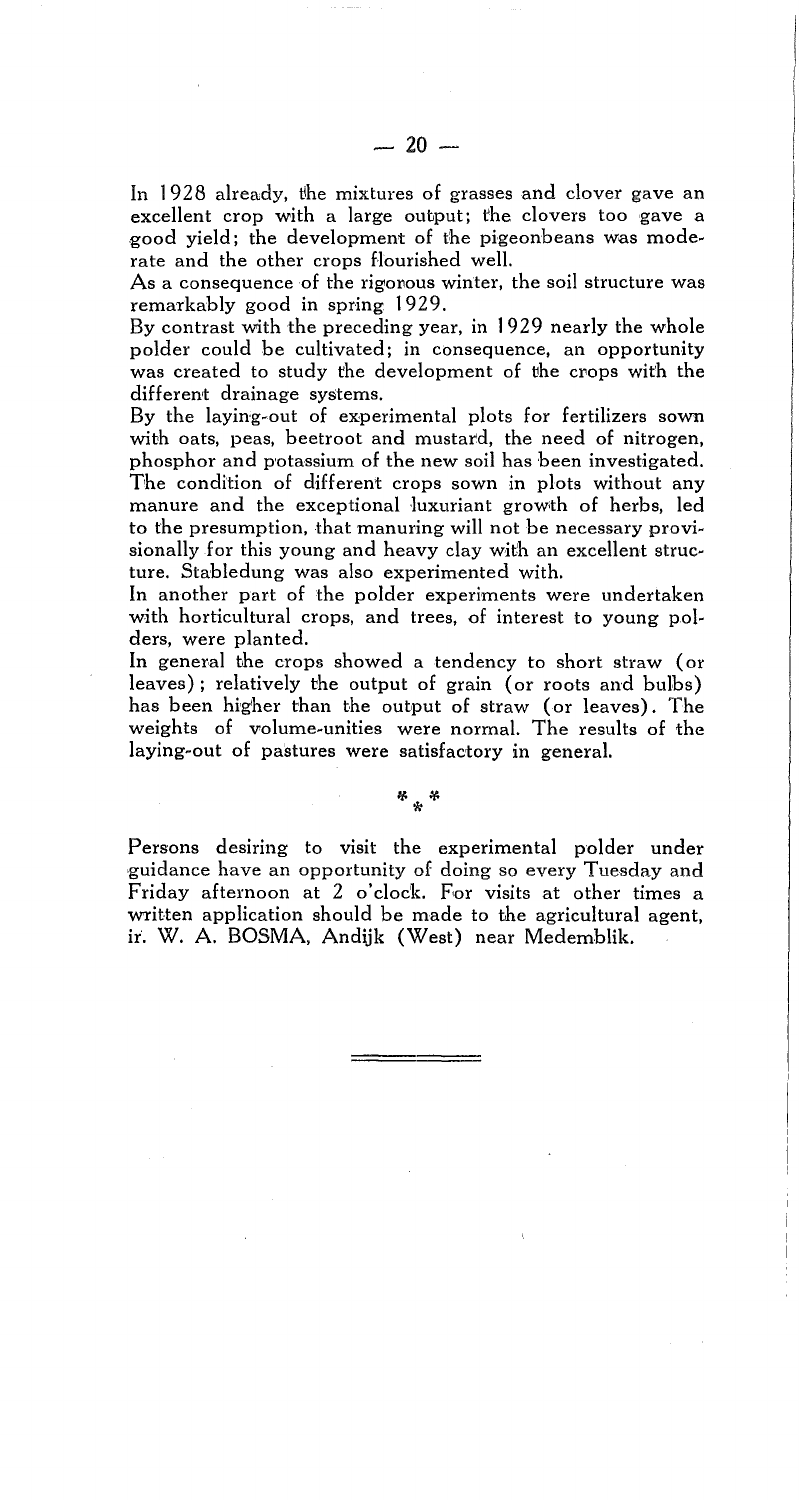In 1928 already, the mixtures of grasses and clover gave an excellent crop with a large output; the clovers too gave a good yield; the development of the pigeonbeans was moderate and the other crops flourished well.

As a consequence of the rigorous winter, the soil structure was remarkably good in spring 1929.

By contrast with the preceding year, in 1929 nearly the whole polder could be cultivated; in consequence, an opportunity was created to study the development of the crops with the different drainage systems.

By the laying-out of experimental plots for fertilizers sown with oats, peas, beetroot and mustard, the need of nitrogen, phosphor and potassium of the new soil has been investigated. The condition of different crops sown in plots without any manure and the exceptional luxuriant growth of herbs, led to the presumption, that manuring will not be necessary provisionally for this young and heavy clay with an excellent structure. Stabledung was also experimented with.

In another part of the polder experiments were undertaken with horticultural crops, and trees, of interest to young polders, were planted.

In general the crops showed a tendency to short straw (or leaves); relatively the output of grain (or roots and bulbs) has been higher than the output of straw (or leaves). The weights of volume-unities were normal. The results of the laying-out of pastures were satisfactory in general.

\* \* \*

Persons desiring to visit the experimental polder under guidance have an opportunity of doing so every Tuesday and Friday afternoon at 2 o'clock. For visits at other times a written application should be made to the agricultural agent, ir. W. A. BOSMA, Andijk (West) near Medemblik.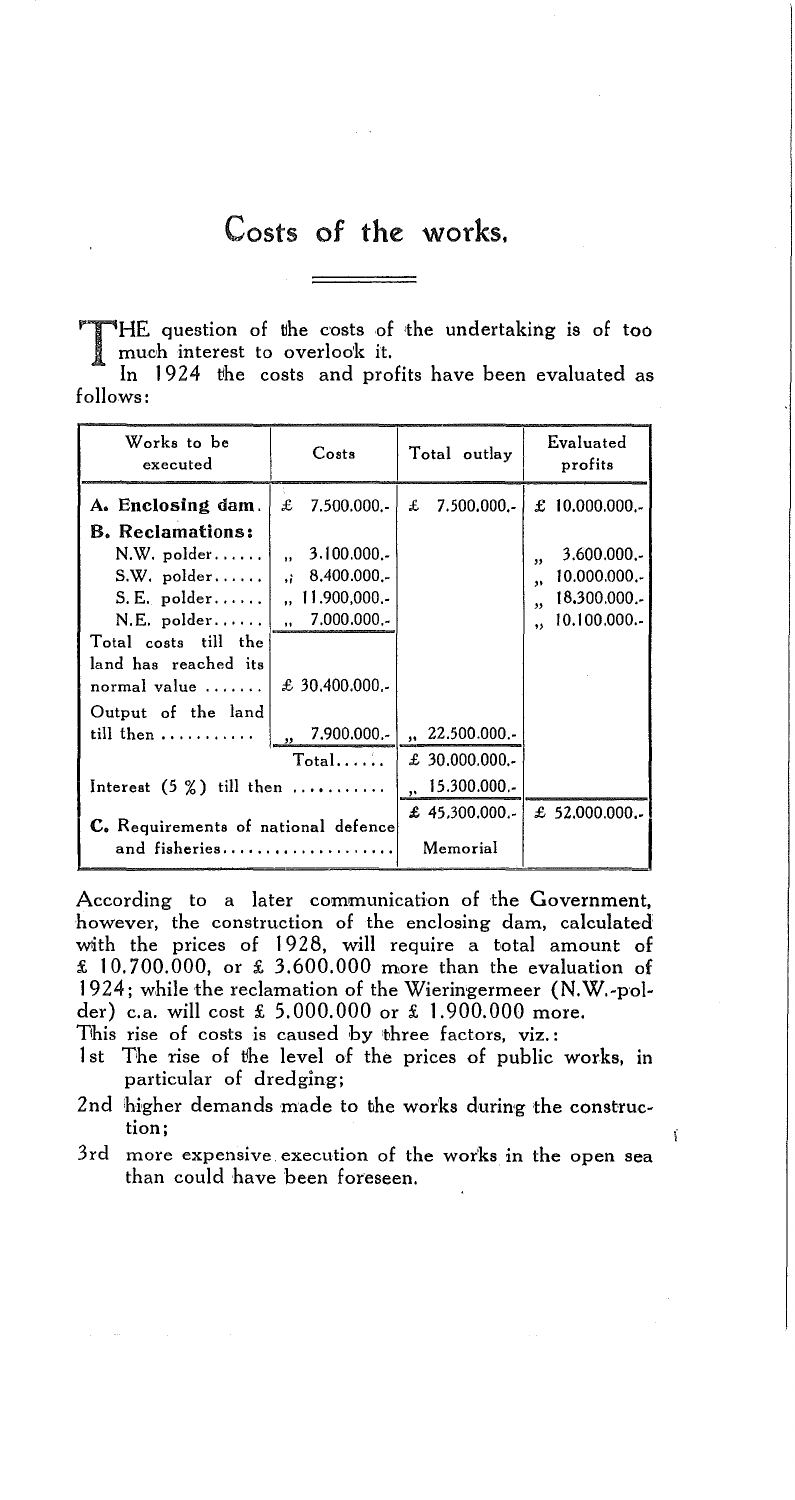# Costs of the works.

THE question of the costs of the undertaking is of too much interest to overlook it.

In 1924 the costs and profits have been evaluated as follows:

| Works to be executed | Costs | Total outlay | Evaluated profits |
|---|---|---|---|
| **A. Enclosing dam.** | £ 7.500.000.- | £ 7.500.000.- | £ 10.000.000.- |
| **B. Reclamations:** | | | |
| N.W. polder...... | „ 3.100.000.- | | „ 3.600.000.- |
| S.W. polder...... | „ 8.400.000.- | | „ 10.000.000.- |
| S.E. polder...... | „ 11.900.000.- | | „ 18.300.000.- |
| N.E. polder...... | „ 7.000.000.- | | „ 10.100.000.- |
| Total costs till the land has reached its normal value ....... | £ 30.400.000.- | | |
| Output of the land till then ........... | „ 7.900.000.- | „ 22.500.000.- | |
| Total...... | | £ 30.000.000.- | |
| Interest (5 %) till then ........... | | „ 15.300.000.- | |
| | | £ 45.300.000.- | £ 52.000.000.- |
| **C.** Requirements of national defence and fisheries.................... | | Memorial | |

According to a later communication of the Government, however, the construction of the enclosing dam, calculated with the prices of 1928, will require a total amount of £ 10.700.000, or £ 3.600.000 more than the evaluation of 1924; while the reclamation of the Wieringermeer (N.W.-polder) c.a. will cost £ 5.000.000 or £ 1.900.000 more.

This rise of costs is caused by three factors, viz.:

1st The rise of the level of the prices of public works, in particular of dredging;

2nd higher demands made to the works during the construction;

3rd more expensive execution of the works in the open sea than could have been foreseen.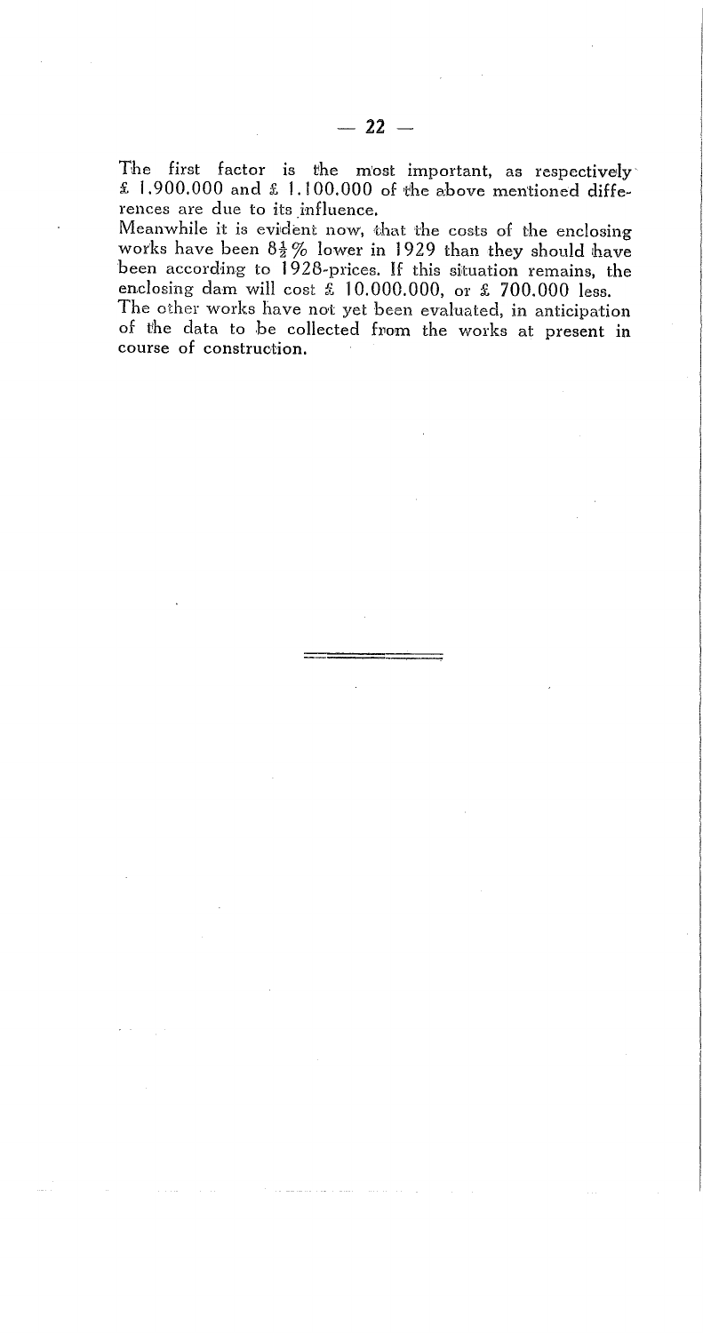The first factor is the most important, as respectively £ 1.900.000 and £ 1.100.000 of the above mentioned differences are due to its influence.

Meanwhile it is evident now, that the costs of the enclosing works have been $8\frac{1}{2}$% lower in 1929 than they should have been according to 1928-prices. If this situation remains, the enclosing dam will cost £ 10.000.000, or £ 700.000 less.

The other works have not yet been evaluated, in anticipation of the data to be collected from the works at present in course of construction.